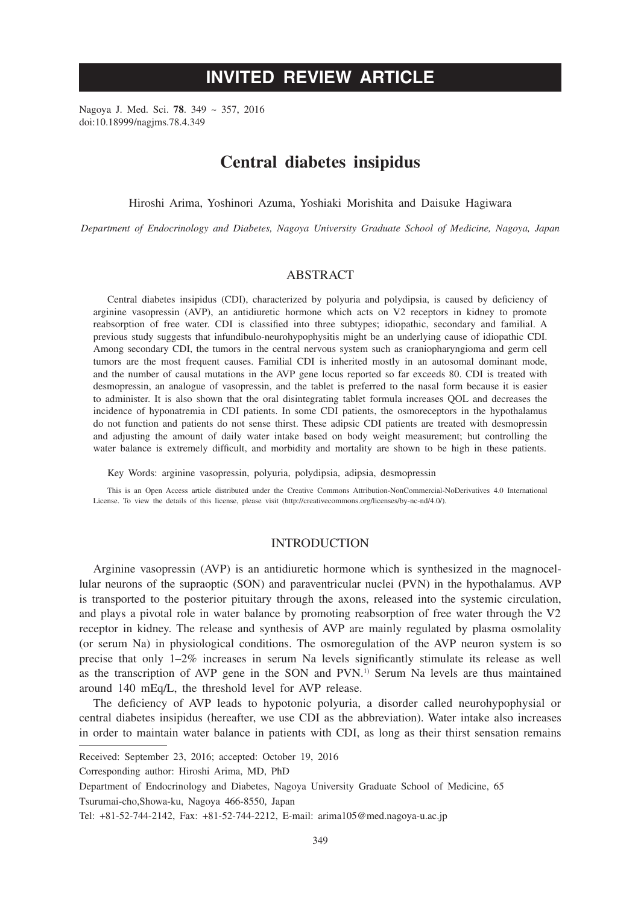# INVITED REVIEW ARTICLE

doi:10.18999/nagjms.78.4.349

# Central diabetes insipidus

Hiroshi Arima, Yoshinori Azuma, Yoshiaki Morishita and Daisuke Hagiwara

*Department of Endocrinology and Diabetes, Nagoya University Graduate School of Medicine, Nagoya, Japan*

## ABSTRACT

Central diabetes insipidus (CDI), characterized by polyuria and polydipsia, is caused by deficiency of arginine vasopressin (AVP), an antidiuretic hormone which acts on V2 receptors in kidney to promote reabsorption of free water. CDI is classified into three subtypes; idiopathic, secondary and familial. A previous study suggests that infundibulo-neurohypophysitis might be an underlying cause of idiopathic CDI. Among secondary CDI, the tumors in the central nervous system such as craniopharyngioma and germ cell tumors are the most frequent causes. Familial CDI is inherited mostly in an autosomal dominant mode, and the number of causal mutations in the AVP gene locus reported so far exceeds 80. CDI is treated with desmopressin, an analogue of vasopressin, and the tablet is preferred to the nasal form because it is easier to administer. It is also shown that the oral disintegrating tablet formula increases QOL and decreases the incidence of hyponatremia in CDI patients. In some CDI patients, the osmoreceptors in the hypothalamus do not function and patients do not sense thirst. These adipsic CDI patients are treated with desmopressin and adjusting the amount of daily water intake based on body weight measurement; but controlling the water balance is extremely difficult, and morbidity and mortality are shown to be high in these patients.

Key Words: arginine vasopressin, polyuria, polydipsia, adipsia, desmopressin

This is an Open Access article distributed under the Creative Commons Attribution-NonCommercial-NoDerivatives 4.0 International License. To view the details of this license, please visit (http://creativecommons.org/licenses/by-nc-nd/4.0/).

## INTRODUCTION

Arginine vasopressin (AVP) is an antidiuretic hormone which is synthesized in the magnocellular neurons of the supraoptic (SON) and paraventricular nuclei (PVN) in the hypothalamus. AVP is transported to the posterior pituitary through the axons, released into the systemic circulation, and plays a pivotal role in water balance by promoting reabsorption of free water through the V2 receptor in kidney. The release and synthesis of AVP are mainly regulated by plasma osmolality (or serum Na) in physiological conditions. The osmoregulation of the AVP neuron system is so precise that only 1–2% increases in serum Na levels significantly stimulate its release as well as the transcription of AVP gene in the SON and PVN.[1)] Serum Na levels are thus maintained around 140 mEq/L, the threshold level for AVP release.

The deficiency of AVP leads to hypotonic polyuria, a disorder called neurohypophysial or central diabetes insipidus (hereafter, we use CDI as the abbreviation). Water intake also increases in order to maintain water balance in patients with CDI, as long as their thirst sensation remains

---

Received: September 23, 2016; accepted: October 19, 2016

Corresponding author: Hiroshi Arima, MD, PhD

Department of Endocrinology and Diabetes, Nagoya University Graduate School of Medicine, 65 Tsurumai-cho,Showa-ku, Nagoya 466-8550, Japan

Tel: +81-52-744-2142, Fax: +81-52-744-2212, E-mail: arima105@med.nagoya-u.ac.jp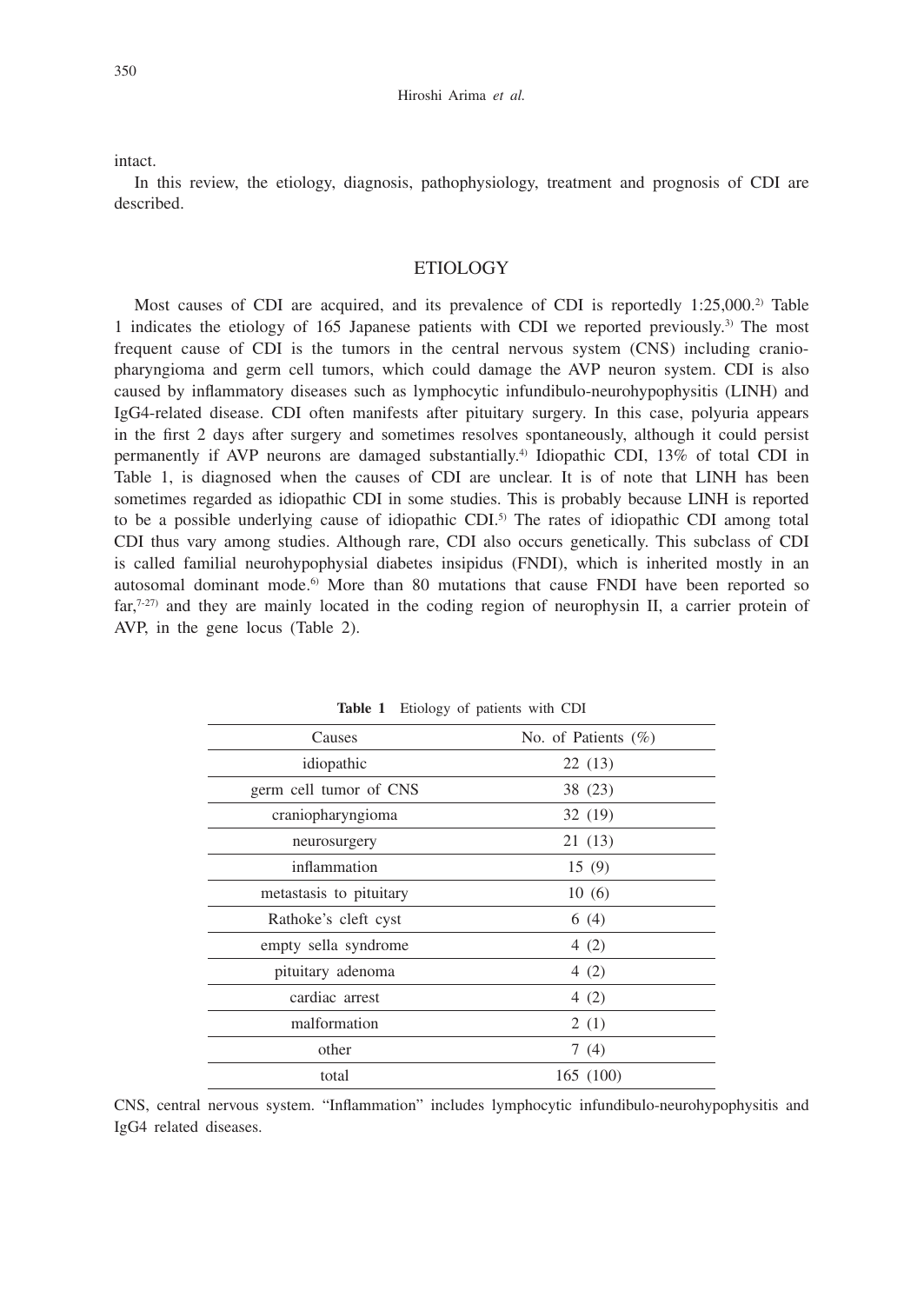intact.

In this review, the etiology, diagnosis, pathophysiology, treatment and prognosis of CDI are described.

## ETIOLOGY

Most causes of CDI are acquired, and its prevalence of CDI is reportedly 1:25,000.[2] Table 1 indicates the etiology of 165 Japanese patients with CDI we reported previously.[3] The most frequent cause of CDI is the tumors in the central nervous system (CNS) including craniopharyngioma and germ cell tumors, which could damage the AVP neuron system. CDI is also caused by inflammatory diseases such as lymphocytic infundibulo-neurohypophysitis (LINH) and IgG4-related disease. CDI often manifests after pituitary surgery. In this case, polyuria appears in the first 2 days after surgery and sometimes resolves spontaneously, although it could persist permanently if AVP neurons are damaged substantially.[4] Idiopathic CDI, 13% of total CDI in Table 1, is diagnosed when the causes of CDI are unclear. It is of note that LINH has been sometimes regarded as idiopathic CDI in some studies. This is probably because LINH is reported to be a possible underlying cause of idiopathic CDI.[5] The rates of idiopathic CDI among total CDI thus vary among studies. Although rare, CDI also occurs genetically. This subclass of CDI is called familial neurohypophysial diabetes insipidus (FNDI), which is inherited mostly in an autosomal dominant mode.[6] More than 80 mutations that cause FNDI have been reported so far,[7-27] and they are mainly located in the coding region of neurophysin II, a carrier protein of AVP, in the gene locus (Table 2).

**Table 1** Etiology of patients with CDI

| Causes | No. of Patients (%) |
|---|---|
| idiopathic | 22 (13) |
| germ cell tumor of CNS | 38 (23) |
| craniopharyngioma | 32 (19) |
| neurosurgery | 21 (13) |
| inflammation | 15 (9) |
| metastasis to pituitary | 10 (6) |
| Rathoke's cleft cyst | 6 (4) |
| empty sella syndrome | 4 (2) |
| pituitary adenoma | 4 (2) |
| cardiac arrest | 4 (2) |
| malformation | 2 (1) |
| other | 7 (4) |
| total | 165 (100) |

CNS, central nervous system. "Inflammation" includes lymphocytic infundibulo-neurohypophysitis and IgG4 related diseases.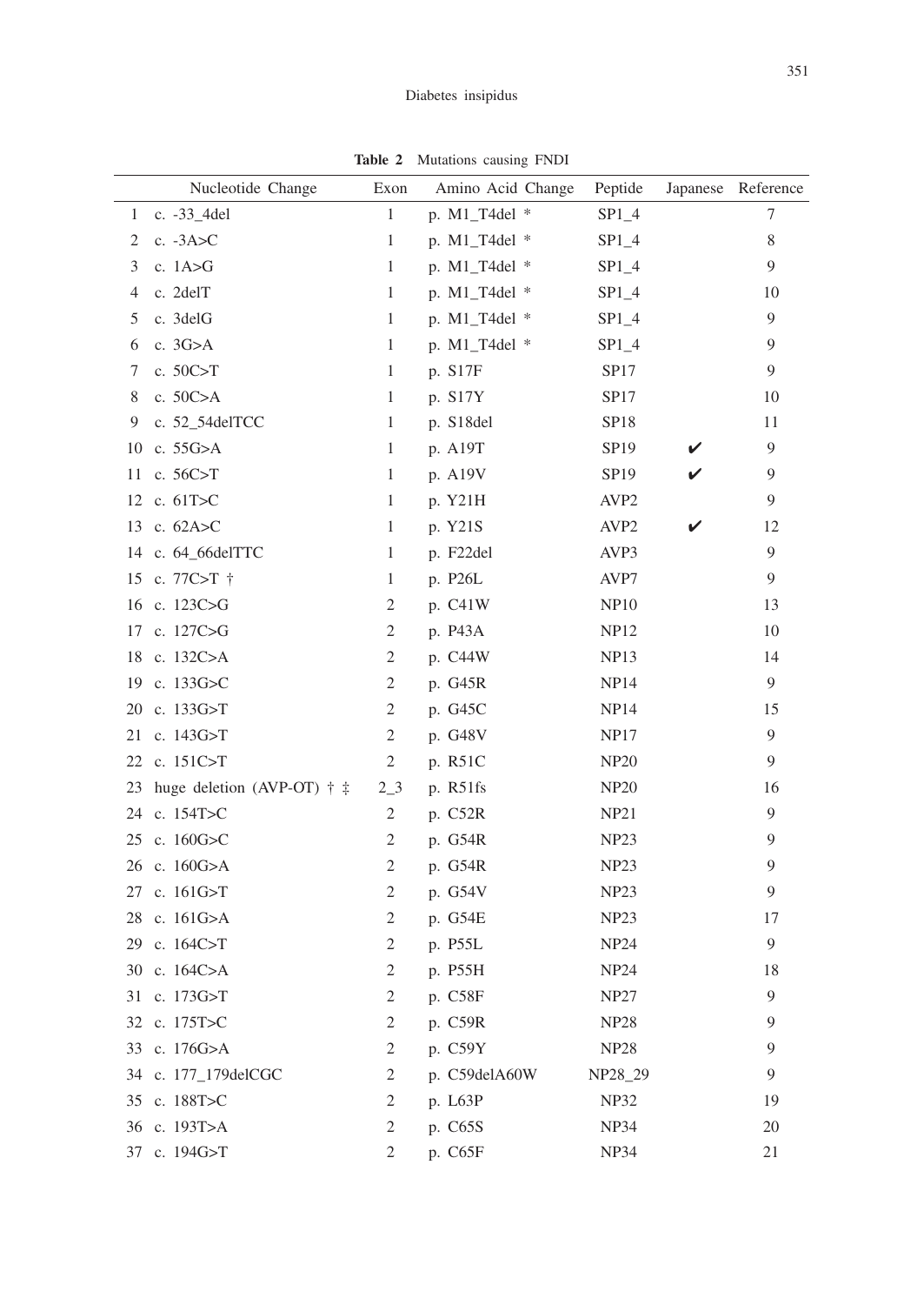**Table 2** Mutations causing FNDI

| | Nucleotide Change | Exon | Amino Acid Change | Peptide | Japanese | Reference |
|---|---|---|---|---|---|---|
| 1 | c. -33_4del | 1 | p. M1_T4del * | SP1_4 | | 7 |
| 2 | c. -3A>C | 1 | p. M1_T4del * | SP1_4 | | 8 |
| 3 | c. 1A>G | 1 | p. M1_T4del * | SP1_4 | | 9 |
| 4 | c. 2delT | 1 | p. M1_T4del * | SP1_4 | | 10 |
| 5 | c. 3delG | 1 | p. M1_T4del * | SP1_4 | | 9 |
| 6 | c. 3G>A | 1 | p. M1_T4del * | SP1_4 | | 9 |
| 7 | c. 50C>T | 1 | p. S17F | SP17 | | 9 |
| 8 | c. 50C>A | 1 | p. S17Y | SP17 | | 10 |
| 9 | c. 52_54delTCC | 1 | p. S18del | SP18 | | 11 |
| 10 | c. 55G>A | 1 | p. A19T | SP19 | ✔ | 9 |
| 11 | c. 56C>T | 1 | p. A19V | SP19 | ✔ | 9 |
| 12 | c. 61T>C | 1 | p. Y21H | AVP2 | | 9 |
| 13 | c. 62A>C | 1 | p. Y21S | AVP2 | ✔ | 12 |
| 14 | c. 64_66delTTC | 1 | p. F22del | AVP3 | | 9 |
| 15 | c. 77C>T † | 1 | p. P26L | AVP7 | | 9 |
| 16 | c. 123C>G | 2 | p. C41W | NP10 | | 13 |
| 17 | c. 127C>G | 2 | p. P43A | NP12 | | 10 |
| 18 | c. 132C>A | 2 | p. C44W | NP13 | | 14 |
| 19 | c. 133G>C | 2 | p. G45R | NP14 | | 9 |
| 20 | c. 133G>T | 2 | p. G45C | NP14 | | 15 |
| 21 | c. 143G>T | 2 | p. G48V | NP17 | | 9 |
| 22 | c. 151C>T | 2 | p. R51C | NP20 | | 9 |
| 23 | huge deletion (AVP-OT) † ‡ | 2_3 | p. R51fs | NP20 | | 16 |
| 24 | c. 154T>C | 2 | p. C52R | NP21 | | 9 |
| 25 | c. 160G>C | 2 | p. G54R | NP23 | | 9 |
| 26 | c. 160G>A | 2 | p. G54R | NP23 | | 9 |
| 27 | c. 161G>T | 2 | p. G54V | NP23 | | 9 |
| 28 | c. 161G>A | 2 | p. G54E | NP23 | | 17 |
| 29 | c. 164C>T | 2 | p. P55L | NP24 | | 9 |
| 30 | c. 164C>A | 2 | p. P55H | NP24 | | 18 |
| 31 | c. 173G>T | 2 | p. C58F | NP27 | | 9 |
| 32 | c. 175T>C | 2 | p. C59R | NP28 | | 9 |
| 33 | c. 176G>A | 2 | p. C59Y | NP28 | | 9 |
| 34 | c. 177_179delCGC | 2 | p. C59delA60W | NP28_29 | | 9 |
| 35 | c. 188T>C | 2 | p. L63P | NP32 | | 19 |
| 36 | c. 193T>A | 2 | p. C65S | NP34 | | 20 |
| 37 | c. 194G>T | 2 | p. C65F | NP34 | | 21 |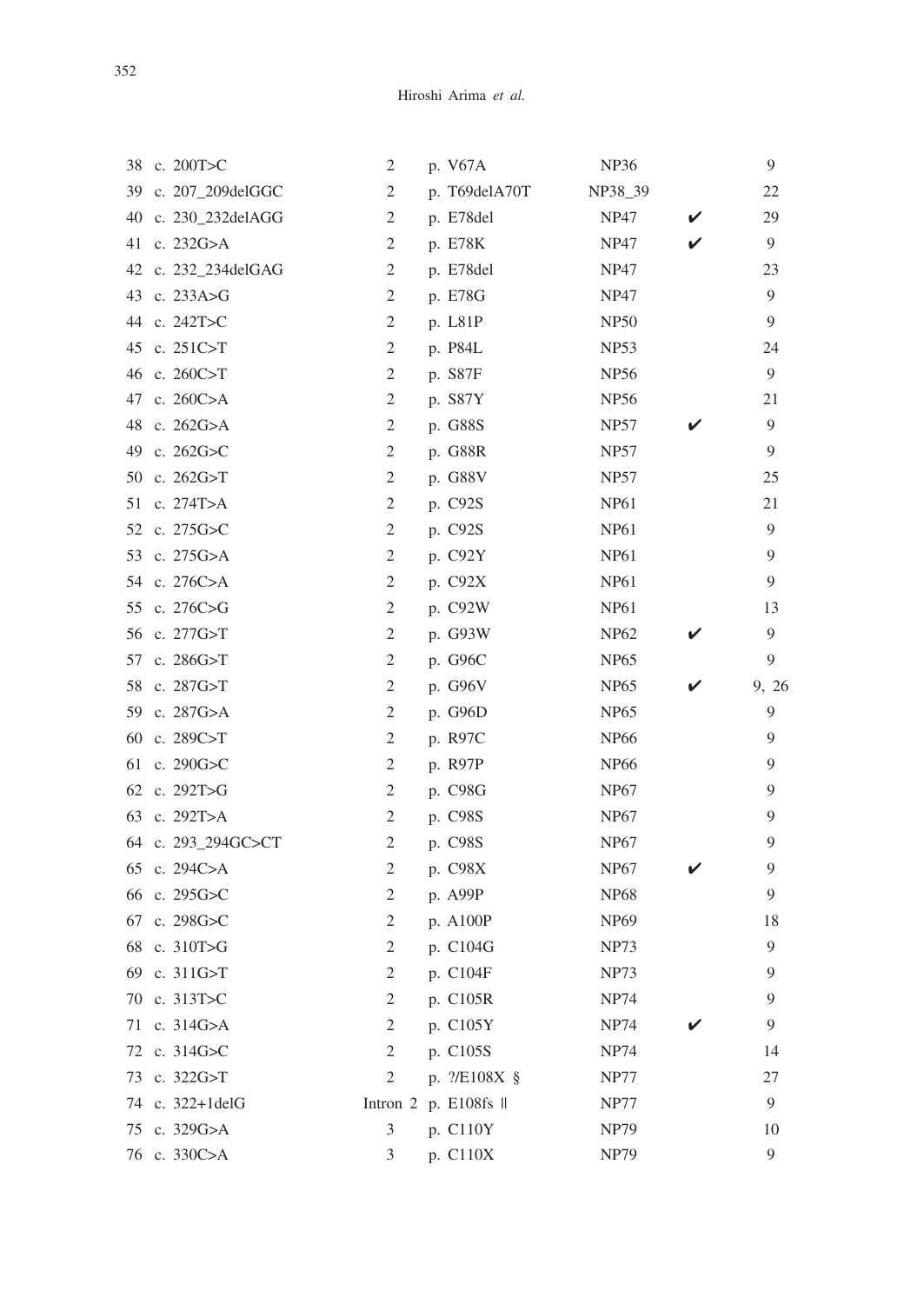| | | | | | | |
|---|---|---|---|---|---|---|
| 38 | c. 200T>C | 2 | p. V67A | NP36 | | 9 |
| 39 | c. 207_209delGGC | 2 | p. T69delA70T | NP38_39 | | 22 |
| 40 | c. 230_232delAGG | 2 | p. E78del | NP47 | ✔ | 29 |
| 41 | c. 232G>A | 2 | p. E78K | NP47 | ✔ | 9 |
| 42 | c. 232_234delGAG | 2 | p. E78del | NP47 | | 23 |
| 43 | c. 233A>G | 2 | p. E78G | NP47 | | 9 |
| 44 | c. 242T>C | 2 | p. L81P | NP50 | | 9 |
| 45 | c. 251C>T | 2 | p. P84L | NP53 | | 24 |
| 46 | c. 260C>T | 2 | p. S87F | NP56 | | 9 |
| 47 | c. 260C>A | 2 | p. S87Y | NP56 | | 21 |
| 48 | c. 262G>A | 2 | p. G88S | NP57 | ✔ | 9 |
| 49 | c. 262G>C | 2 | p. G88R | NP57 | | 9 |
| 50 | c. 262G>T | 2 | p. G88V | NP57 | | 25 |
| 51 | c. 274T>A | 2 | p. C92S | NP61 | | 21 |
| 52 | c. 275G>C | 2 | p. C92S | NP61 | | 9 |
| 53 | c. 275G>A | 2 | p. C92Y | NP61 | | 9 |
| 54 | c. 276C>A | 2 | p. C92X | NP61 | | 9 |
| 55 | c. 276C>G | 2 | p. C92W | NP61 | | 13 |
| 56 | c. 277G>T | 2 | p. G93W | NP62 | ✔ | 9 |
| 57 | c. 286G>T | 2 | p. G96C | NP65 | | 9 |
| 58 | c. 287G>T | 2 | p. G96V | NP65 | ✔ | 9, 26 |
| 59 | c. 287G>A | 2 | p. G96D | NP65 | | 9 |
| 60 | c. 289C>T | 2 | p. R97C | NP66 | | 9 |
| 61 | c. 290G>C | 2 | p. R97P | NP66 | | 9 |
| 62 | c. 292T>G | 2 | p. C98G | NP67 | | 9 |
| 63 | c. 292T>A | 2 | p. C98S | NP67 | | 9 |
| 64 | c. 293_294GC>CT | 2 | p. C98S | NP67 | | 9 |
| 65 | c. 294C>A | 2 | p. C98X | NP67 | ✔ | 9 |
| 66 | c. 295G>C | 2 | p. A99P | NP68 | | 9 |
| 67 | c. 298G>C | 2 | p. A100P | NP69 | | 18 |
| 68 | c. 310T>G | 2 | p. C104G | NP73 | | 9 |
| 69 | c. 311G>T | 2 | p. C104F | NP73 | | 9 |
| 70 | c. 313T>C | 2 | p. C105R | NP74 | | 9 |
| 71 | c. 314G>A | 2 | p. C105Y | NP74 | ✔ | 9 |
| 72 | c. 314G>C | 2 | p. C105S | NP74 | | 14 |
| 73 | c. 322G>T | 2 | p. ?/E108X § | NP77 | | 27 |
| 74 | c. 322+1delG | Intron 2 | p. E108fs ‖ | NP77 | | 9 |
| 75 | c. 329G>A | 3 | p. C110Y | NP79 | | 10 |
| 76 | c. 330C>A | 3 | p. C110X | NP79 | | 9 |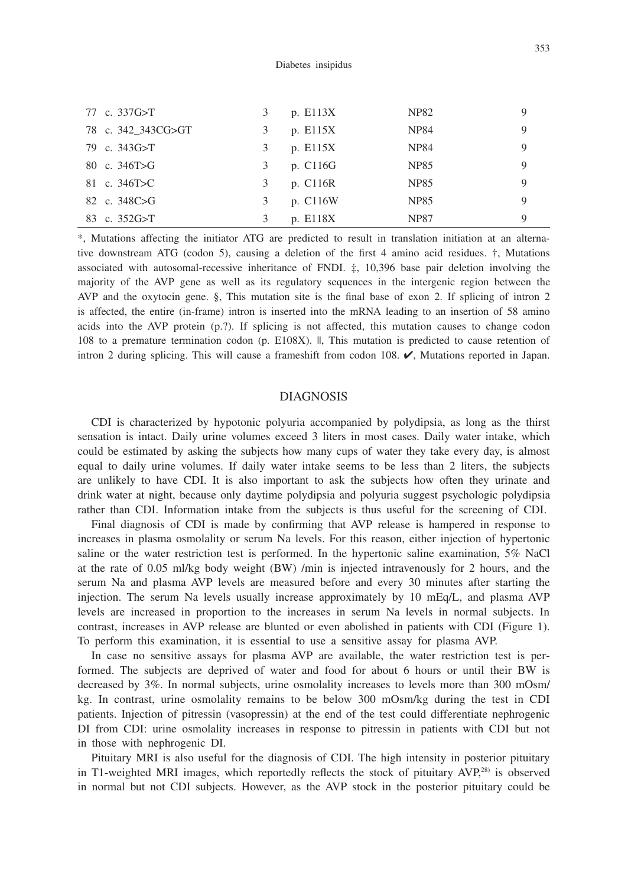| | | | | | |
|---|---|---|---|---|---|
| 77 | c. 337G>T | 3 | p. E113X | NP82 | 9 |
| 78 | c. 342_343CG>GT | 3 | p. E115X | NP84 | 9 |
| 79 | c. 343G>T | 3 | p. E115X | NP84 | 9 |
| 80 | c. 346T>G | 3 | p. C116G | NP85 | 9 |
| 81 | c. 346T>C | 3 | p. C116R | NP85 | 9 |
| 82 | c. 348C>G | 3 | p. C116W | NP85 | 9 |
| 83 | c. 352G>T | 3 | p. E118X | NP87 | 9 |

*, Mutations affecting the initiator ATG are predicted to result in translation initiation at an alternative downstream ATG (codon 5), causing a deletion of the first 4 amino acid residues. †, Mutations associated with autosomal-recessive inheritance of FNDI. ‡, 10,396 base pair deletion involving the majority of the AVP gene as well as its regulatory sequences in the intergenic region between the AVP and the oxytocin gene. §, This mutation site is the final base of exon 2. If splicing of intron 2 is affected, the entire (in-frame) intron is inserted into the mRNA leading to an insertion of 58 amino acids into the AVP protein (p.?). If splicing is not affected, this mutation causes to change codon 108 to a premature termination codon (p. E108X). ‖, This mutation is predicted to cause retention of intron 2 during splicing. This will cause a frameshift from codon 108. ✔, Mutations reported in Japan.

## DIAGNOSIS

CDI is characterized by hypotonic polyuria accompanied by polydipsia, as long as the thirst sensation is intact. Daily urine volumes exceed 3 liters in most cases. Daily water intake, which could be estimated by asking the subjects how many cups of water they take every day, is almost equal to daily urine volumes. If daily water intake seems to be less than 2 liters, the subjects are unlikely to have CDI. It is also important to ask the subjects how often they urinate and drink water at night, because only daytime polydipsia and polyuria suggest psychologic polydipsia rather than CDI. Information intake from the subjects is thus useful for the screening of CDI.

Final diagnosis of CDI is made by confirming that AVP release is hampered in response to increases in plasma osmolality or serum Na levels. For this reason, either injection of hypertonic saline or the water restriction test is performed. In the hypertonic saline examination, 5% NaCl at the rate of 0.05 ml/kg body weight (BW) /min is injected intravenously for 2 hours, and the serum Na and plasma AVP levels are measured before and every 30 minutes after starting the injection. The serum Na levels usually increase approximately by 10 mEq/L, and plasma AVP levels are increased in proportion to the increases in serum Na levels in normal subjects. In contrast, increases in AVP release are blunted or even abolished in patients with CDI (Figure 1). To perform this examination, it is essential to use a sensitive assay for plasma AVP.

In case no sensitive assays for plasma AVP are available, the water restriction test is performed. The subjects are deprived of water and food for about 6 hours or until their BW is decreased by 3%. In normal subjects, urine osmolality increases to levels more than 300 mOsm/kg. In contrast, urine osmolality remains to be below 300 mOsm/kg during the test in CDI patients. Injection of pitressin (vasopressin) at the end of the test could differentiate nephrogenic DI from CDI: urine osmolality increases in response to pitressin in patients with CDI but not in those with nephrogenic DI.

Pituitary MRI is also useful for the diagnosis of CDI. The high intensity in posterior pituitary in T1-weighted MRI images, which reportedly reflects the stock of pituitary AVP,[28] is observed in normal but not CDI subjects. However, as the AVP stock in the posterior pituitary could be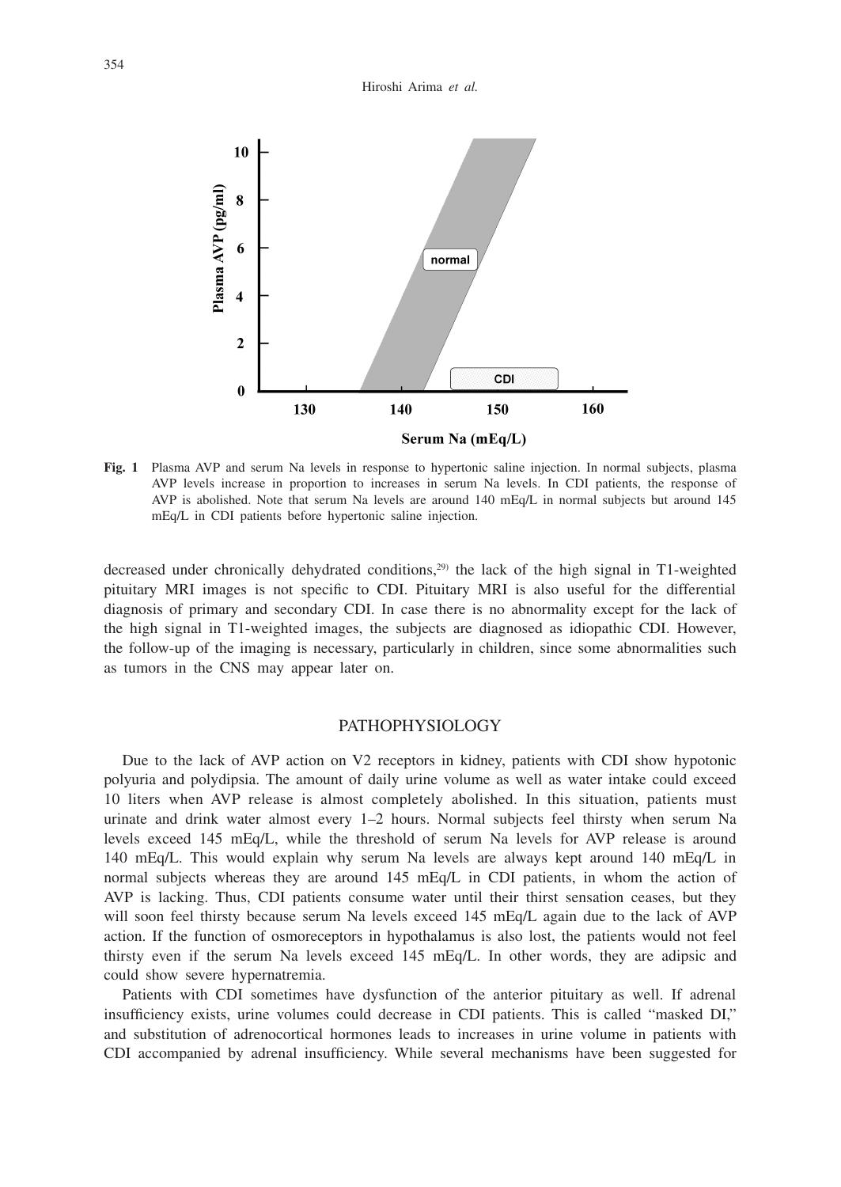**Fig. 1** Plasma AVP and serum Na levels in response to hypertonic saline injection. In normal subjects, plasma AVP levels increase in proportion to increases in serum Na levels. In CDI patients, the response of AVP is abolished. Note that serum Na levels are around 140 mEq/L in normal subjects but around 145 mEq/L in CDI patients before hypertonic saline injection.

decreased under chronically dehydrated conditions,[29] the lack of the high signal in T1-weighted pituitary MRI images is not specific to CDI. Pituitary MRI is also useful for the differential diagnosis of primary and secondary CDI. In case there is no abnormality except for the lack of the high signal in T1-weighted images, the subjects are diagnosed as idiopathic CDI. However, the follow-up of the imaging is necessary, particularly in children, since some abnormalities such as tumors in the CNS may appear later on.

## PATHOPHYSIOLOGY

Due to the lack of AVP action on V2 receptors in kidney, patients with CDI show hypotonic polyuria and polydipsia. The amount of daily urine volume as well as water intake could exceed 10 liters when AVP release is almost completely abolished. In this situation, patients must urinate and drink water almost every 1–2 hours. Normal subjects feel thirsty when serum Na levels exceed 145 mEq/L, while the threshold of serum Na levels for AVP release is around 140 mEq/L. This would explain why serum Na levels are always kept around 140 mEq/L in normal subjects whereas they are around 145 mEq/L in CDI patients, in whom the action of AVP is lacking. Thus, CDI patients consume water until their thirst sensation ceases, but they will soon feel thirsty because serum Na levels exceed 145 mEq/L again due to the lack of AVP action. If the function of osmoreceptors in hypothalamus is also lost, the patients would not feel thirsty even if the serum Na levels exceed 145 mEq/L. In other words, they are adipsic and could show severe hypernatremia.

Patients with CDI sometimes have dysfunction of the anterior pituitary as well. If adrenal insufficiency exists, urine volumes could decrease in CDI patients. This is called "masked DI," and substitution of adrenocortical hormones leads to increases in urine volume in patients with CDI accompanied by adrenal insufficiency. While several mechanisms have been suggested for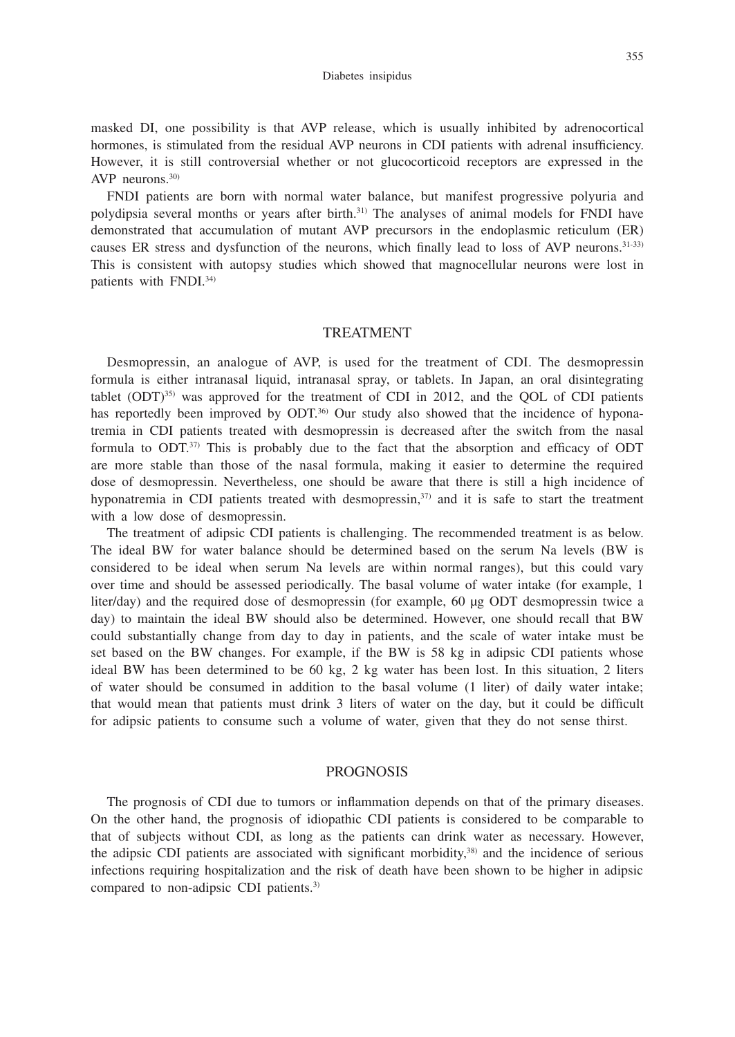masked DI, one possibility is that AVP release, which is usually inhibited by adrenocortical hormones, is stimulated from the residual AVP neurons in CDI patients with adrenal insufficiency. However, it is still controversial whether or not glucocorticoid receptors are expressed in the AVP neurons.[30]

FNDI patients are born with normal water balance, but manifest progressive polyuria and polydipsia several months or years after birth.[31] The analyses of animal models for FNDI have demonstrated that accumulation of mutant AVP precursors in the endoplasmic reticulum (ER) causes ER stress and dysfunction of the neurons, which finally lead to loss of AVP neurons.[31-33] This is consistent with autopsy studies which showed that magnocellular neurons were lost in patients with FNDI.[34]

## TREATMENT

Desmopressin, an analogue of AVP, is used for the treatment of CDI. The desmopressin formula is either intranasal liquid, intranasal spray, or tablets. In Japan, an oral disintegrating tablet (ODT)[35] was approved for the treatment of CDI in 2012, and the QOL of CDI patients has reportedly been improved by ODT.[36] Our study also showed that the incidence of hyponatremia in CDI patients treated with desmopressin is decreased after the switch from the nasal formula to ODT.[37] This is probably due to the fact that the absorption and efficacy of ODT are more stable than those of the nasal formula, making it easier to determine the required dose of desmopressin. Nevertheless, one should be aware that there is still a high incidence of hyponatremia in CDI patients treated with desmopressin,[37] and it is safe to start the treatment with a low dose of desmopressin.

The treatment of adipsic CDI patients is challenging. The recommended treatment is as below. The ideal BW for water balance should be determined based on the serum Na levels (BW is considered to be ideal when serum Na levels are within normal ranges), but this could vary over time and should be assessed periodically. The basal volume of water intake (for example, 1 liter/day) and the required dose of desmopressin (for example, 60 μg ODT desmopressin twice a day) to maintain the ideal BW should also be determined. However, one should recall that BW could substantially change from day to day in patients, and the scale of water intake must be set based on the BW changes. For example, if the BW is 58 kg in adipsic CDI patients whose ideal BW has been determined to be 60 kg, 2 kg water has been lost. In this situation, 2 liters of water should be consumed in addition to the basal volume (1 liter) of daily water intake; that would mean that patients must drink 3 liters of water on the day, but it could be difficult for adipsic patients to consume such a volume of water, given that they do not sense thirst.

## PROGNOSIS

The prognosis of CDI due to tumors or inflammation depends on that of the primary diseases. On the other hand, the prognosis of idiopathic CDI patients is considered to be comparable to that of subjects without CDI, as long as the patients can drink water as necessary. However, the adipsic CDI patients are associated with significant morbidity,[38] and the incidence of serious infections requiring hospitalization and the risk of death have been shown to be higher in adipsic compared to non-adipsic CDI patients.[3]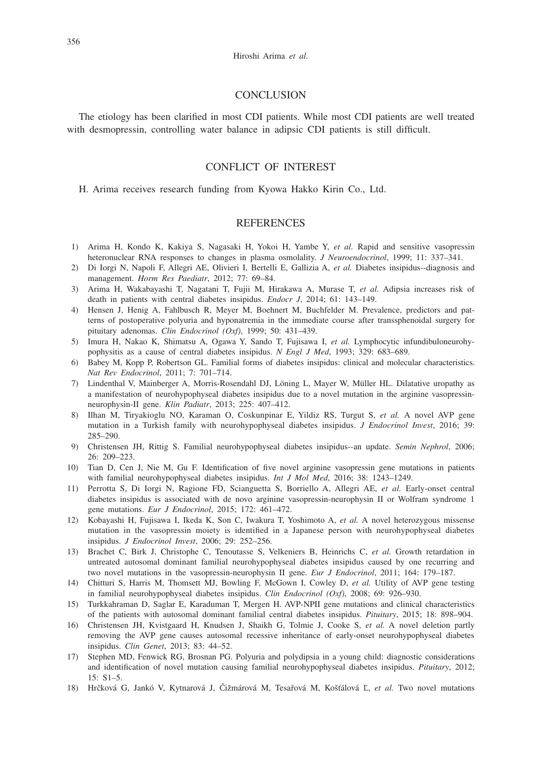## CONCLUSION

The etiology has been clarified in most CDI patients. While most CDI patients are well treated with desmopressin, controlling water balance in adipsic CDI patients is still difficult.

## CONFLICT OF INTEREST

H. Arima receives research funding from Kyowa Hakko Kirin Co., Ltd.

## REFERENCES

1) Arima H, Kondo K, Kakiya S, Nagasaki H, Yokoi H, Yambe Y, *et al.* Rapid and sensitive vasopressin heteronuclear RNA responses to changes in plasma osmolality. *J Neuroendocrinol*, 1999; 11: 337–341.
2) Di Iorgi N, Napoli F, Allegri AE, Olivieri I, Bertelli E, Gallizia A, *et al.* Diabetes insipidus--diagnosis and management. *Horm Res Paediatr*, 2012; 77: 69–84.
3) Arima H, Wakabayashi T, Nagatani T, Fujii M, Hirakawa A, Murase T, *et al.* Adipsia increases risk of death in patients with central diabetes insipidus. *Endocr J*, 2014; 61: 143–149.
4) Hensen J, Henig A, Fahlbusch R, Meyer M, Boehnert M, Buchfelder M. Prevalence, predictors and patterns of postoperative polyuria and hyponatremia in the immediate course after transsphenoidal surgery for pituitary adenomas. *Clin Endocrinol (Oxf)*, 1999; 50: 431–439.
5) Imura H, Nakao K, Shimatsu A, Ogawa Y, Sando T, Fujisawa I, *et al.* Lymphocytic infundibuloneurohypophysitis as a cause of central diabetes insipidus. *N Engl J Med*, 1993; 329: 683–689.
6) Babey M, Kopp P, Robertson GL. Familial forms of diabetes insipidus: clinical and molecular characteristics. *Nat Rev Endocrinol*, 2011; 7: 701–714.
7) Lindenthal V, Mainberger A, Morris-Rosendahl DJ, Löning L, Mayer W, Müller HL. Dilatative uropathy as a manifestation of neurohypophyseal diabetes insipidus due to a novel mutation in the arginine vasopressin-neurophysin-II gene. *Klin Padiatr*, 2013; 225: 407–412.
8) Ilhan M, Tiryakioglu NO, Karaman O, Coskunpinar E, Yildiz RS, Turgut S, *et al.* A novel AVP gene mutation in a Turkish family with neurohypophyseal diabetes insipidus. *J Endocrinol Invest*, 2016; 39: 285–290.
9) Christensen JH, Rittig S. Familial neurohypophyseal diabetes insipidus--an update. *Semin Nephrol*, 2006; 26: 209–223.
10) Tian D, Cen J, Nie M, Gu F. Identification of five novel arginine vasopressin gene mutations in patients with familial neurohypophyseal diabetes insipidus. *Int J Mol Med*, 2016; 38: 1243–1249.
11) Perrotta S, Di Iorgi N, Ragione FD, Scianguetta S, Borriello A, Allegri AE, *et al.* Early-onset central diabetes insipidus is associated with de novo arginine vasopressin-neurophysin II or Wolfram syndrome 1 gene mutations. *Eur J Endocrinol*, 2015; 172: 461–472.
12) Kobayashi H, Fujisawa I, Ikeda K, Son C, Iwakura T, Yoshimoto A, *et al.* A novel heterozygous missense mutation in the vasopressin moiety is identified in a Japanese person with neurohypophyseal diabetes insipidus. *J Endocrinol Invest*, 2006; 29: 252–256.
13) Brachet C, Birk J, Christophe C, Tenoutasse S, Velkeniers B, Heinrichs C, *et al.* Growth retardation in untreated autosomal dominant familial neurohypophyseal diabetes insipidus caused by one recurring and two novel mutations in the vasopressin-neurophysin II gene. *Eur J Endocrinol*, 2011; 164: 179–187.
14) Chitturi S, Harris M, Thomsett MJ, Bowling F, McGown I, Cowley D, *et al.* Utility of AVP gene testing in familial neurohypophyseal diabetes insipidus. *Clin Endocrinol (Oxf)*, 2008; 69: 926–930.
15) Turkkahraman D, Saglar E, Karaduman T, Mergen H. AVP-NPII gene mutations and clinical characteristics of the patients with autosomal dominant familial central diabetes insipidus. *Pituitary*, 2015; 18: 898–904.
16) Christensen JH, Kvistgaard H, Knudsen J, Shaikh G, Tolmie J, Cooke S, *et al.* A novel deletion partly removing the AVP gene causes autosomal recessive inheritance of early-onset neurohypophyseal diabetes insipidus. *Clin Genet*, 2013; 83: 44–52.
17) Stephen MD, Fenwick RG, Brosnan PG. Polyuria and polydipsia in a young child: diagnostic considerations and identification of novel mutation causing familial neurohypophyseal diabetes insipidus. *Pituitary*, 2012; 15: S1–5.
18) Hrčková G, Jankó V, Kytnarová J, Čižmárová M, Tesařová M, Košťálová Ľ, *et al.* Two novel mutations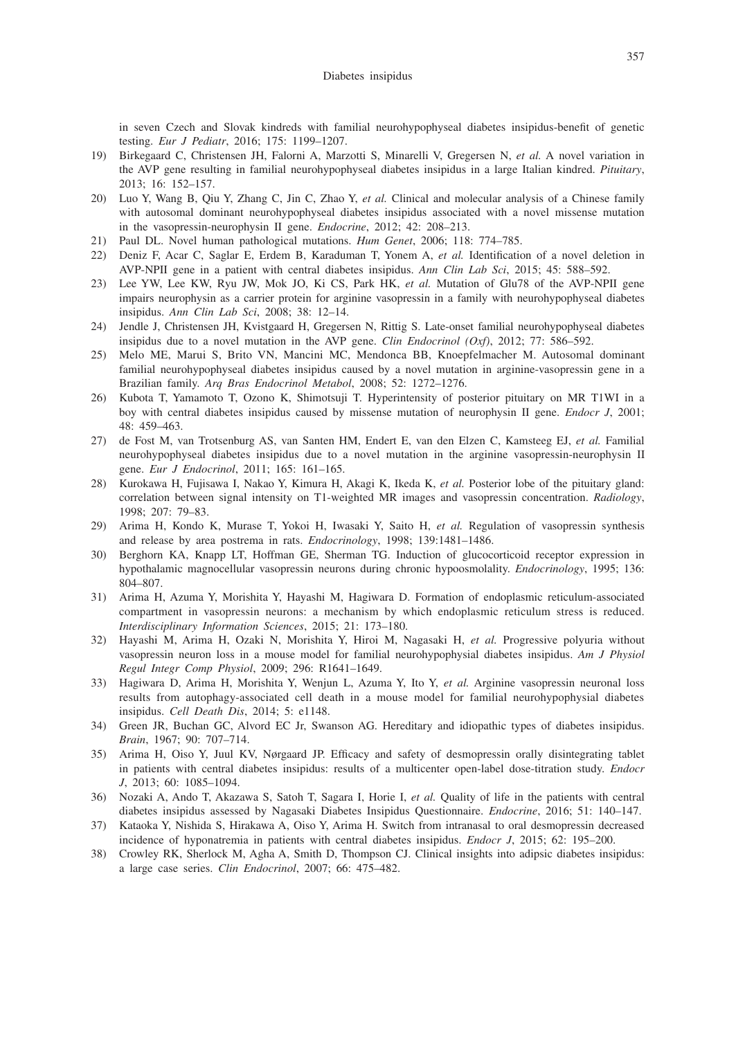in seven Czech and Slovak kindreds with familial neurohypophyseal diabetes insipidus-benefit of genetic testing. *Eur J Pediatr*, 2016; 175: 1199–1207.

19) Birkegaard C, Christensen JH, Falorni A, Marzotti S, Minarelli V, Gregersen N, *et al.* A novel variation in the AVP gene resulting in familial neurohypophyseal diabetes insipidus in a large Italian kindred. *Pituitary*, 2013; 16: 152–157.
20) Luo Y, Wang B, Qiu Y, Zhang C, Jin C, Zhao Y, *et al.* Clinical and molecular analysis of a Chinese family with autosomal dominant neurohypophyseal diabetes insipidus associated with a novel missense mutation in the vasopressin-neurophysin II gene. *Endocrine*, 2012; 42: 208–213.
21) Paul DL. Novel human pathological mutations. *Hum Genet*, 2006; 118: 774–785.
22) Deniz F, Acar C, Saglar E, Erdem B, Karaduman T, Yonem A, *et al.* Identification of a novel deletion in AVP-NPII gene in a patient with central diabetes insipidus. *Ann Clin Lab Sci*, 2015; 45: 588–592.
23) Lee YW, Lee KW, Ryu JW, Mok JO, Ki CS, Park HK, *et al.* Mutation of Glu78 of the AVP-NPII gene impairs neurophysin as a carrier protein for arginine vasopressin in a family with neurohypophyseal diabetes insipidus. *Ann Clin Lab Sci*, 2008; 38: 12–14.
24) Jendle J, Christensen JH, Kvistgaard H, Gregersen N, Rittig S. Late-onset familial neurohypophyseal diabetes insipidus due to a novel mutation in the AVP gene. *Clin Endocrinol (Oxf)*, 2012; 77: 586–592.
25) Melo ME, Marui S, Brito VN, Mancini MC, Mendonca BB, Knoepfelmacher M. Autosomal dominant familial neurohypophyseal diabetes insipidus caused by a novel mutation in arginine-vasopressin gene in a Brazilian family. *Arq Bras Endocrinol Metabol*, 2008; 52: 1272–1276.
26) Kubota T, Yamamoto T, Ozono K, Shimotsuji T. Hyperintensity of posterior pituitary on MR T1WI in a boy with central diabetes insipidus caused by missense mutation of neurophysin II gene. *Endocr J*, 2001; 48: 459–463.
27) de Fost M, van Trotsenburg AS, van Santen HM, Endert E, van den Elzen C, Kamsteeg EJ, *et al.* Familial neurohypophyseal diabetes insipidus due to a novel mutation in the arginine vasopressin-neurophysin II gene. *Eur J Endocrinol*, 2011; 165: 161–165.
28) Kurokawa H, Fujisawa I, Nakao Y, Kimura H, Akagi K, Ikeda K, *et al.* Posterior lobe of the pituitary gland: correlation between signal intensity on T1-weighted MR images and vasopressin concentration. *Radiology*, 1998; 207: 79–83.
29) Arima H, Kondo K, Murase T, Yokoi H, Iwasaki Y, Saito H, *et al.* Regulation of vasopressin synthesis and release by area postrema in rats. *Endocrinology*, 1998; 139:1481–1486.
30) Berghorn KA, Knapp LT, Hoffman GE, Sherman TG. Induction of glucocorticoid receptor expression in hypothalamic magnocellular vasopressin neurons during chronic hypoosmolality. *Endocrinology*, 1995; 136: 804–807.
31) Arima H, Azuma Y, Morishita Y, Hayashi M, Hagiwara D. Formation of endoplasmic reticulum-associated compartment in vasopressin neurons: a mechanism by which endoplasmic reticulum stress is reduced. *Interdisciplinary Information Sciences*, 2015; 21: 173–180.
32) Hayashi M, Arima H, Ozaki N, Morishita Y, Hiroi M, Nagasaki H, *et al.* Progressive polyuria without vasopressin neuron loss in a mouse model for familial neurohypophysial diabetes insipidus. *Am J Physiol Regul Integr Comp Physiol*, 2009; 296: R1641–1649.
33) Hagiwara D, Arima H, Morishita Y, Wenjun L, Azuma Y, Ito Y, *et al.* Arginine vasopressin neuronal loss results from autophagy-associated cell death in a mouse model for familial neurohypophysial diabetes insipidus. *Cell Death Dis*, 2014; 5: e1148.
34) Green JR, Buchan GC, Alvord EC Jr, Swanson AG. Hereditary and idiopathic types of diabetes insipidus. *Brain*, 1967; 90: 707–714.
35) Arima H, Oiso Y, Juul KV, Nørgaard JP. Efficacy and safety of desmopressin orally disintegrating tablet in patients with central diabetes insipidus: results of a multicenter open-label dose-titration study. *Endocr J*, 2013; 60: 1085–1094.
36) Nozaki A, Ando T, Akazawa S, Satoh T, Sagara I, Horie I, *et al.* Quality of life in the patients with central diabetes insipidus assessed by Nagasaki Diabetes Insipidus Questionnaire. *Endocrine*, 2016; 51: 140–147.
37) Kataoka Y, Nishida S, Hirakawa A, Oiso Y, Arima H. Switch from intranasal to oral desmopressin decreased incidence of hyponatremia in patients with central diabetes insipidus. *Endocr J*, 2015; 62: 195–200.
38) Crowley RK, Sherlock M, Agha A, Smith D, Thompson CJ. Clinical insights into adipsic diabetes insipidus: a large case series. *Clin Endocrinol*, 2007; 66: 475–482.